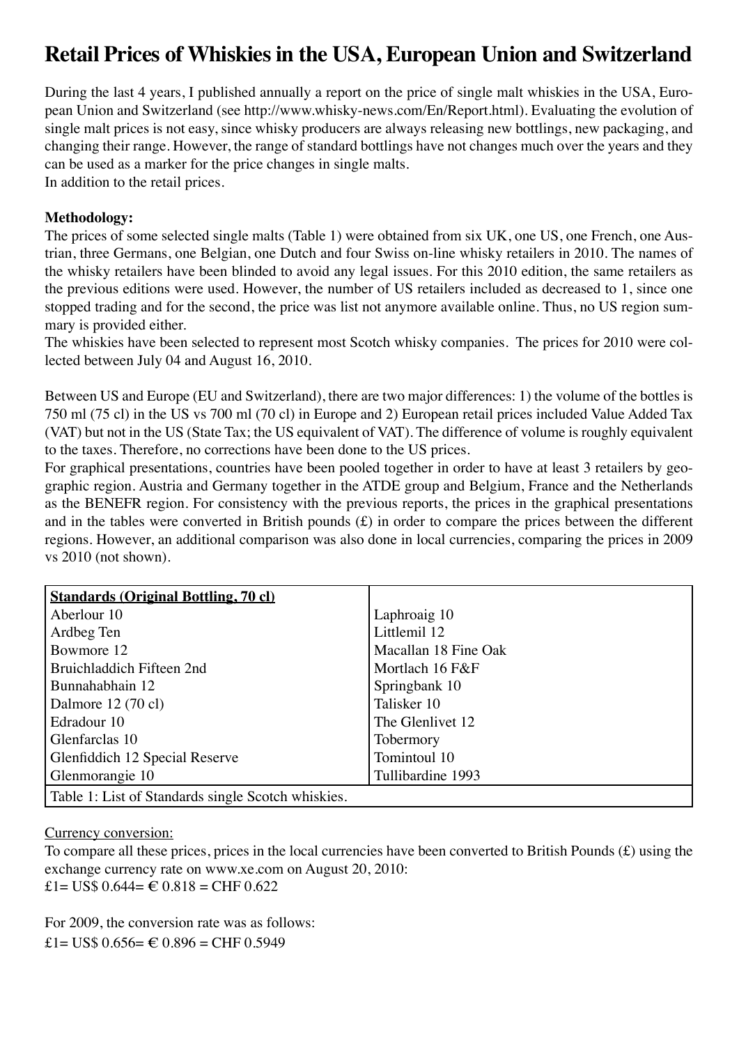# Retail Prices of Whiskies in the USA, European Union and Switzerland

During the last 4 years, I published annually a report on the price of single malt whiskies in the USA, European Union and Switzerland (see http://www.whisky-news.com/En/Report.html). Evaluating the evolution of single malt prices is not easy, since whisky producers are always releasing new bottlings, new packaging, and changing their range. However, the range of standard bottlings have not changes much over the years and they can be used as a marker for the price changes in single malts.
In addition to the retail prices.

**Methodology:**
The prices of some selected single malts (Table 1) were obtained from six UK, one US, one French, one Austrian, three Germans, one Belgian, one Dutch and four Swiss on-line whisky retailers in 2010. The names of the whisky retailers have been blinded to avoid any legal issues. For this 2010 edition, the same retailers as the previous editions were used. However, the number of US retailers included as decreased to 1, since one stopped trading and for the second, the price was list not anymore available online. Thus, no US region summary is provided either.
The whiskies have been selected to represent most Scotch whisky companies. The prices for 2010 were collected between July 04 and August 16, 2010.

Between US and Europe (EU and Switzerland), there are two major differences: 1) the volume of the bottles is 750 ml (75 cl) in the US vs 700 ml (70 cl) in Europe and 2) European retail prices included Value Added Tax (VAT) but not in the US (State Tax; the US equivalent of VAT). The difference of volume is roughly equivalent to the taxes. Therefore, no corrections have been done to the US prices.
For graphical presentations, countries have been pooled together in order to have at least 3 retailers by geographic region. Austria and Germany together in the ATDE group and Belgium, France and the Netherlands as the BENEFR region. For consistency with the previous reports, the prices in the graphical presentations and in the tables were converted in British pounds (£) in order to compare the prices between the different regions. However, an additional comparison was also done in local currencies, comparing the prices in 2009 vs 2010 (not shown).

| **Standards (Original Bottling, 70 cl)** | |
|---|---|
| Aberlour 10 | Laphroaig 10 |
| Ardbeg Ten | Littlemil 12 |
| Bowmore 12 | Macallan 18 Fine Oak |
| Bruichladdich Fifteen 2nd | Mortlach 16 F&F |
| Bunnahabhain 12 | Springbank 10 |
| Dalmore 12 (70 cl) | Talisker 10 |
| Edradour 10 | The Glenlivet 12 |
| Glenfarclas 10 | Tobermory |
| Glenfiddich 12 Special Reserve | Tomintoul 10 |
| Glenmorangie 10 | Tullibardine 1993 |

Table 1: List of Standards single Scotch whiskies.

Currency conversion:
To compare all these prices, prices in the local currencies have been converted to British Pounds (£) using the exchange currency rate on www.xe.com on August 20, 2010:
£1= US$ 0.644= € 0.818 = CHF 0.622

For 2009, the conversion rate was as follows:
£1= US$ 0.656= € 0.896 = CHF 0.5949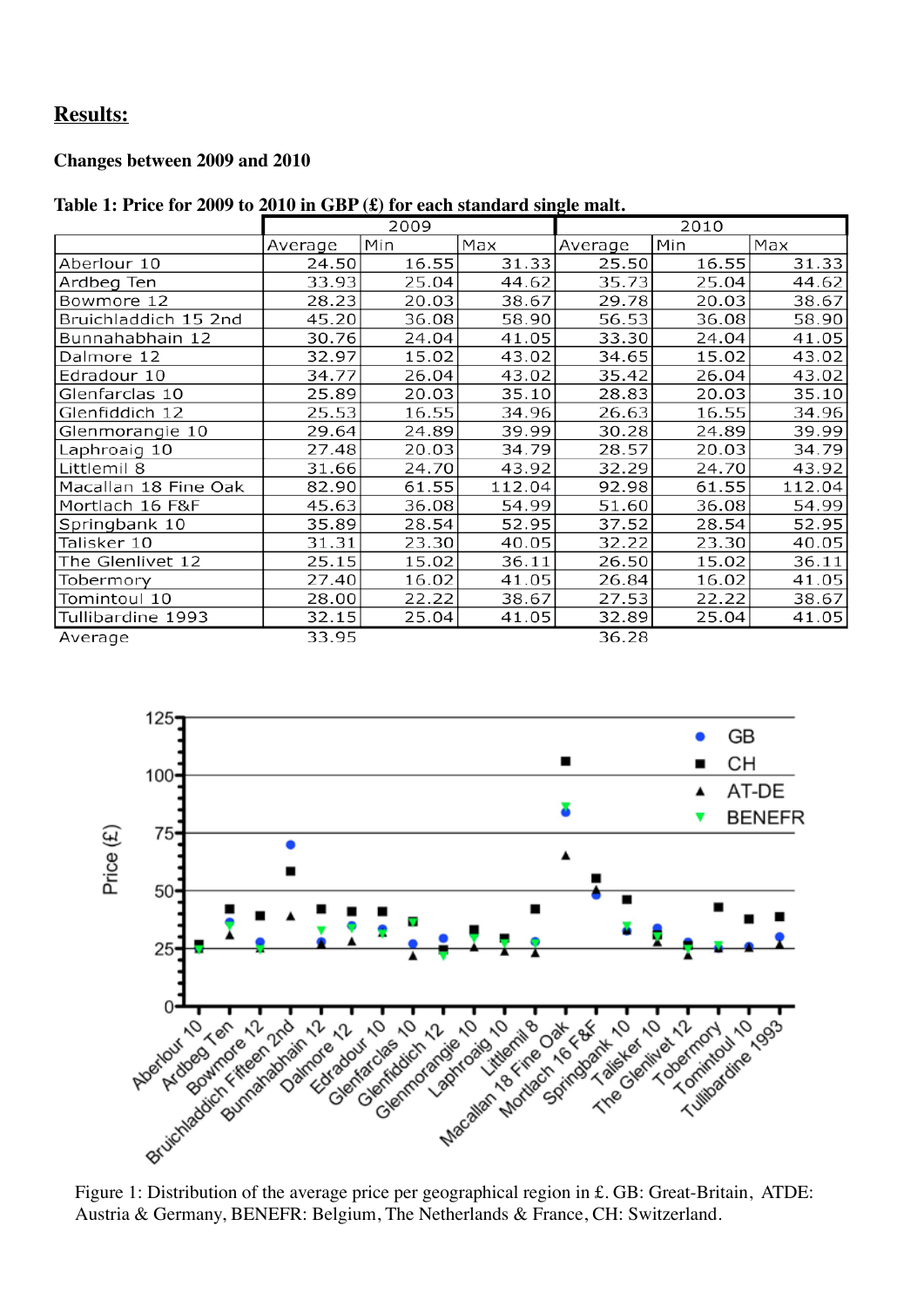## Results:

### Changes between 2009 and 2010

**Table 1: Price for 2009 to 2010 in GBP (£) for each standard single malt.**

| | 2009 | | | 2010 | | |
|---|---|---|---|---|---|---|
| | Average | Min | Max | Average | Min | Max |
| Aberlour 10 | 24.50 | 16.55 | 31.33 | 25.50 | 16.55 | 31.33 |
| Ardbeg Ten | 33.93 | 25.04 | 44.62 | 35.73 | 25.04 | 44.62 |
| Bowmore 12 | 28.23 | 20.03 | 38.67 | 29.78 | 20.03 | 38.67 |
| Bruichladdich 15 2nd | 45.20 | 36.08 | 58.90 | 56.53 | 36.08 | 58.90 |
| Bunnahabhain 12 | 30.76 | 24.04 | 41.05 | 33.30 | 24.04 | 41.05 |
| Dalmore 12 | 32.97 | 15.02 | 43.02 | 34.65 | 15.02 | 43.02 |
| Edradour 10 | 34.77 | 26.04 | 43.02 | 35.42 | 26.04 | 43.02 |
| Glenfarclas 10 | 25.89 | 20.03 | 35.10 | 28.83 | 20.03 | 35.10 |
| Glenfiddich 12 | 25.53 | 16.55 | 34.96 | 26.63 | 16.55 | 34.96 |
| Glenmorangie 10 | 29.64 | 24.89 | 39.99 | 30.28 | 24.89 | 39.99 |
| Laphroaig 10 | 27.48 | 20.03 | 34.79 | 28.57 | 20.03 | 34.79 |
| Littlemil 8 | 31.66 | 24.70 | 43.92 | 32.29 | 24.70 | 43.92 |
| Macallan 18 Fine Oak | 82.90 | 61.55 | 112.04 | 92.98 | 61.55 | 112.04 |
| Mortlach 16 F&F | 45.63 | 36.08 | 54.99 | 51.60 | 36.08 | 54.99 |
| Springbank 10 | 35.89 | 28.54 | 52.95 | 37.52 | 28.54 | 52.95 |
| Talisker 10 | 31.31 | 23.30 | 40.05 | 32.22 | 23.30 | 40.05 |
| The Glenlivet 12 | 25.15 | 15.02 | 36.11 | 26.50 | 15.02 | 36.11 |
| Tobermory | 27.40 | 16.02 | 41.05 | 26.84 | 16.02 | 41.05 |
| Tomintoul 10 | 28.00 | 22.22 | 38.67 | 27.53 | 22.22 | 38.67 |
| Tullibardine 1993 | 32.15 | 25.04 | 41.05 | 32.89 | 25.04 | 41.05 |
| Average | 33.95 | | | 36.28 | | |

Figure 1: Distribution of the average price per geographical region in £. GB: Great-Britain, ATDE: Austria & Germany, BENEFR: Belgium, The Netherlands & France, CH: Switzerland.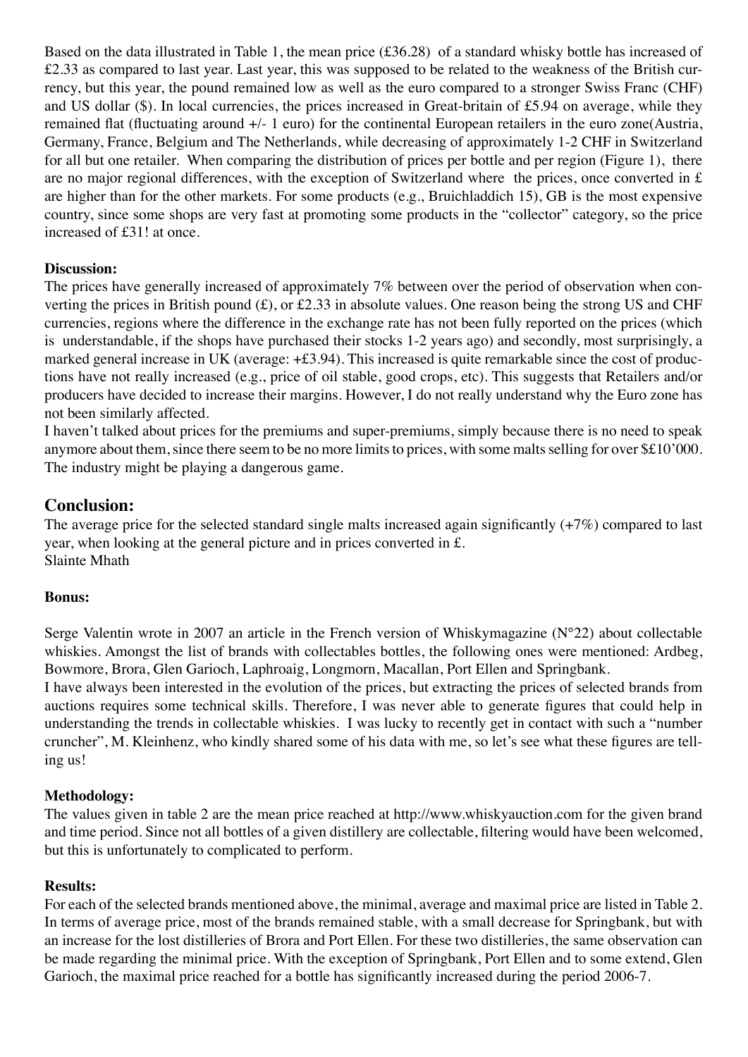Based on the data illustrated in Table 1, the mean price (£36.28) of a standard whisky bottle has increased of £2.33 as compared to last year. Last year, this was supposed to be related to the weakness of the British currency, but this year, the pound remained low as well as the euro compared to a stronger Swiss Franc (CHF) and US dollar ($). In local currencies, the prices increased in Great-britain of £5.94 on average, while they remained flat (fluctuating around +/- 1 euro) for the continental European retailers in the euro zone(Austria, Germany, France, Belgium and The Netherlands, while decreasing of approximately 1-2 CHF in Switzerland for all but one retailer. When comparing the distribution of prices per bottle and per region (Figure 1), there are no major regional differences, with the exception of Switzerland where the prices, once converted in £ are higher than for the other markets. For some products (e.g., Bruichladdich 15), GB is the most expensive country, since some shops are very fast at promoting some products in the "collector" category, so the price increased of £31! at once.

**Discussion:**

The prices have generally increased of approximately 7% between over the period of observation when converting the prices in British pound (£), or £2.33 in absolute values. One reason being the strong US and CHF currencies, regions where the difference in the exchange rate has not been fully reported on the prices (which is understandable, if the shops have purchased their stocks 1-2 years ago) and secondly, most surprisingly, a marked general increase in UK (average: +£3.94). This increased is quite remarkable since the cost of productions have not really increased (e.g., price of oil stable, good crops, etc). This suggests that Retailers and/or producers have decided to increase their margins. However, I do not really understand why the Euro zone has not been similarly affected.

I haven't talked about prices for the premiums and super-premiums, simply because there is no need to speak anymore about them, since there seem to be no more limits to prices, with some malts selling for over $£10'000. The industry might be playing a dangerous game.

## Conclusion:

The average price for the selected standard single malts increased again significantly (+7%) compared to last year, when looking at the general picture and in prices converted in £.

Slainte Mhath

**Bonus:**

Serge Valentin wrote in 2007 an article in the French version of Whiskymagazine (N°22) about collectable whiskies. Amongst the list of brands with collectables bottles, the following ones were mentioned: Ardbeg, Bowmore, Brora, Glen Garioch, Laphroaig, Longmorn, Macallan, Port Ellen and Springbank.

I have always been interested in the evolution of the prices, but extracting the prices of selected brands from auctions requires some technical skills. Therefore, I was never able to generate figures that could help in understanding the trends in collectable whiskies. I was lucky to recently get in contact with such a "number cruncher", M. Kleinhenz, who kindly shared some of his data with me, so let's see what these figures are telling us!

**Methodology:**

The values given in table 2 are the mean price reached at http://www.whiskyauction.com for the given brand and time period. Since not all bottles of a given distillery are collectable, filtering would have been welcomed, but this is unfortunately to complicated to perform.

**Results:**

For each of the selected brands mentioned above, the minimal, average and maximal price are listed in Table 2. In terms of average price, most of the brands remained stable, with a small decrease for Springbank, but with an increase for the lost distilleries of Brora and Port Ellen. For these two distilleries, the same observation can be made regarding the minimal price. With the exception of Springbank, Port Ellen and to some extend, Glen Garioch, the maximal price reached for a bottle has significantly increased during the period 2006-7.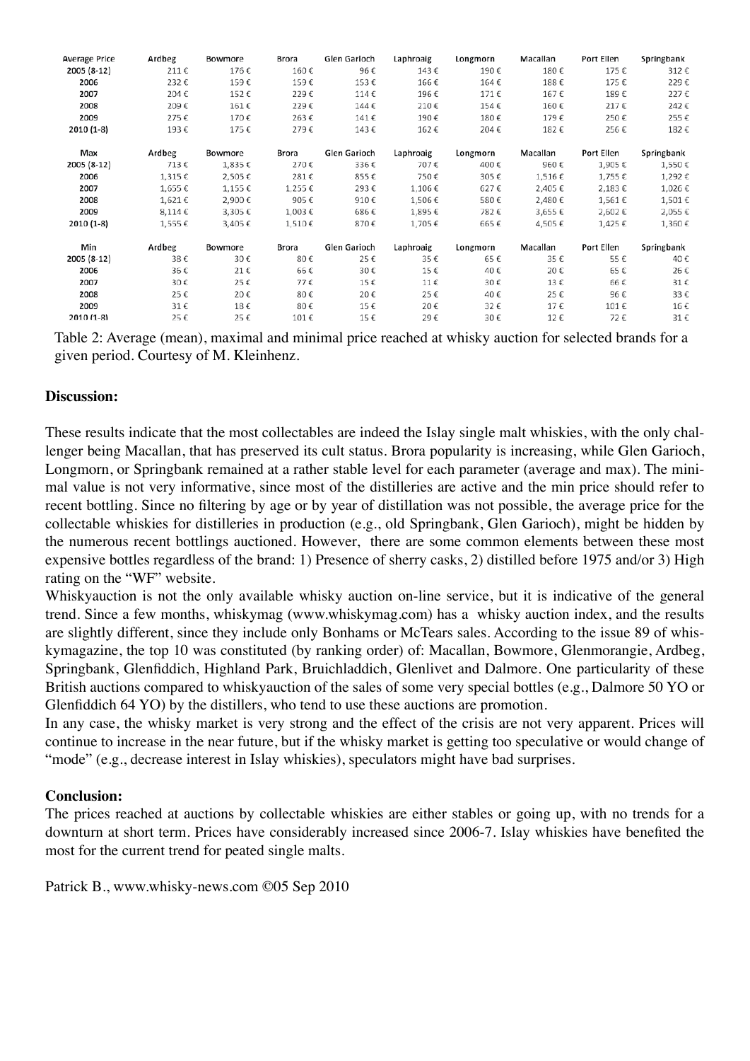| Average Price | Ardbeg | Bowmore | Brora | Glen Garioch | Laphroaig | Longmorn | Macallan | Port Ellen | Springbank |
|---|---|---|---|---|---|---|---|---|---|
| 2005 (8-12) | 211 € | 176 € | 160 € | 96 € | 143 € | 190 € | 180 € | 175 € | 312 € |
| 2006 | 232 € | 159 € | 159 € | 153 € | 166 € | 164 € | 188 € | 175 € | 229 € |
| 2007 | 204 € | 152 € | 229 € | 114 € | 196 € | 171 € | 167 € | 189 € | 227 € |
| 2008 | 209 € | 161 € | 229 € | 144 € | 210 € | 154 € | 160 € | 217 € | 242 € |
| 2009 | 275 € | 170 € | 263 € | 141 € | 190 € | 180 € | 179 € | 250 € | 255 € |
| 2010 (1-8) | 193 € | 175 € | 279 € | 143 € | 162 € | 204 € | 182 € | 256 € | 182 € |
| **Max** | **Ardbeg** | **Bowmore** | **Brora** | **Glen Garioch** | **Laphroaig** | **Longmorn** | **Macallan** | **Port Ellen** | **Springbank** |
| 2005 (8-12) | 713 € | 1,835 € | 270 € | 336 € | 707 € | 400 € | 960 € | 1,905 € | 1,550 € |
| 2006 | 1,315 € | 2,505 € | 281 € | 855 € | 750 € | 305 € | 1,516 € | 1,755 € | 1,292 € |
| 2007 | 1,655 € | 1,155 € | 1,255 € | 293 € | 1,106 € | 627 € | 2,405 € | 2,183 € | 1,026 € |
| 2008 | 1,621 € | 2,900 € | 905 € | 910 € | 1,506 € | 580 € | 2,480 € | 1,561 € | 1,501 € |
| 2009 | 8,114 € | 3,305 € | 1,003 € | 686 € | 1,895 € | 782 € | 3,655 € | 2,602 € | 2,055 € |
| 2010 (1-8) | 1,555 € | 3,405 € | 1,510 € | 870 € | 1,705 € | 665 € | 4,505 € | 1,425 € | 1,360 € |
| **Min** | **Ardbeg** | **Bowmore** | **Brora** | **Glen Garioch** | **Laphroaig** | **Longmorn** | **Macallan** | **Port Ellen** | **Springbank** |
| 2005 (8-12) | 38 € | 30 € | 80 € | 25 € | 35 € | 65 € | 35 € | 55 € | 40 € |
| 2006 | 36 € | 21 € | 66 € | 30 € | 15 € | 40 € | 20 € | 65 € | 26 € |
| 2007 | 30 € | 25 € | 77 € | 15 € | 11 € | 30 € | 13 € | 66 € | 31 € |
| 2008 | 25 € | 20 € | 80 € | 20 € | 25 € | 40 € | 25 € | 96 € | 33 € |
| 2009 | 31 € | 18 € | 80 € | 15 € | 20 € | 32 € | 17 € | 101 € | 16 € |
| 2010 (1-8) | 25 € | 25 € | 101 € | 15 € | 29 € | 30 € | 12 € | 72 € | 31 € |

Table 2: Average (mean), maximal and minimal price reached at whisky auction for selected brands for a given period. Courtesy of M. Kleinhenz.

**Discussion:**

These results indicate that the most collectables are indeed the Islay single malt whiskies, with the only challenger being Macallan, that has preserved its cult status. Brora popularity is increasing, while Glen Garioch, Longmorn, or Springbank remained at a rather stable level for each parameter (average and max). The minimal value is not very informative, since most of the distilleries are active and the min price should refer to recent bottling. Since no filtering by age or by year of distillation was not possible, the average price for the collectable whiskies for distilleries in production (e.g., old Springbank, Glen Garioch), might be hidden by the numerous recent bottlings auctioned. However, there are some common elements between these most expensive bottles regardless of the brand: 1) Presence of sherry casks, 2) distilled before 1975 and/or 3) High rating on the "WF" website.

Whiskyauction is not the only available whisky auction on-line service, but it is indicative of the general trend. Since a few months, whiskymag (www.whiskymag.com) has a whisky auction index, and the results are slightly different, since they include only Bonhams or McTears sales. According to the issue 89 of whiskymagazine, the top 10 was constituted (by ranking order) of: Macallan, Bowmore, Glenmorangie, Ardbeg, Springbank, Glenfiddich, Highland Park, Bruichladdich, Glenlivet and Dalmore. One particularity of these British auctions compared to whiskyauction of the sales of some very special bottles (e.g., Dalmore 50 YO or Glenfiddich 64 YO) by the distillers, who tend to use these auctions are promotion.

In any case, the whisky market is very strong and the effect of the crisis are not very apparent. Prices will continue to increase in the near future, but if the whisky market is getting too speculative or would change of "mode" (e.g., decrease interest in Islay whiskies), speculators might have bad surprises.

**Conclusion:**

The prices reached at auctions by collectable whiskies are either stables or going up, with no trends for a downturn at short term. Prices have considerably increased since 2006-7. Islay whiskies have benefited the most for the current trend for peated single malts.

Patrick B., www.whisky-news.com ©05 Sep 2010